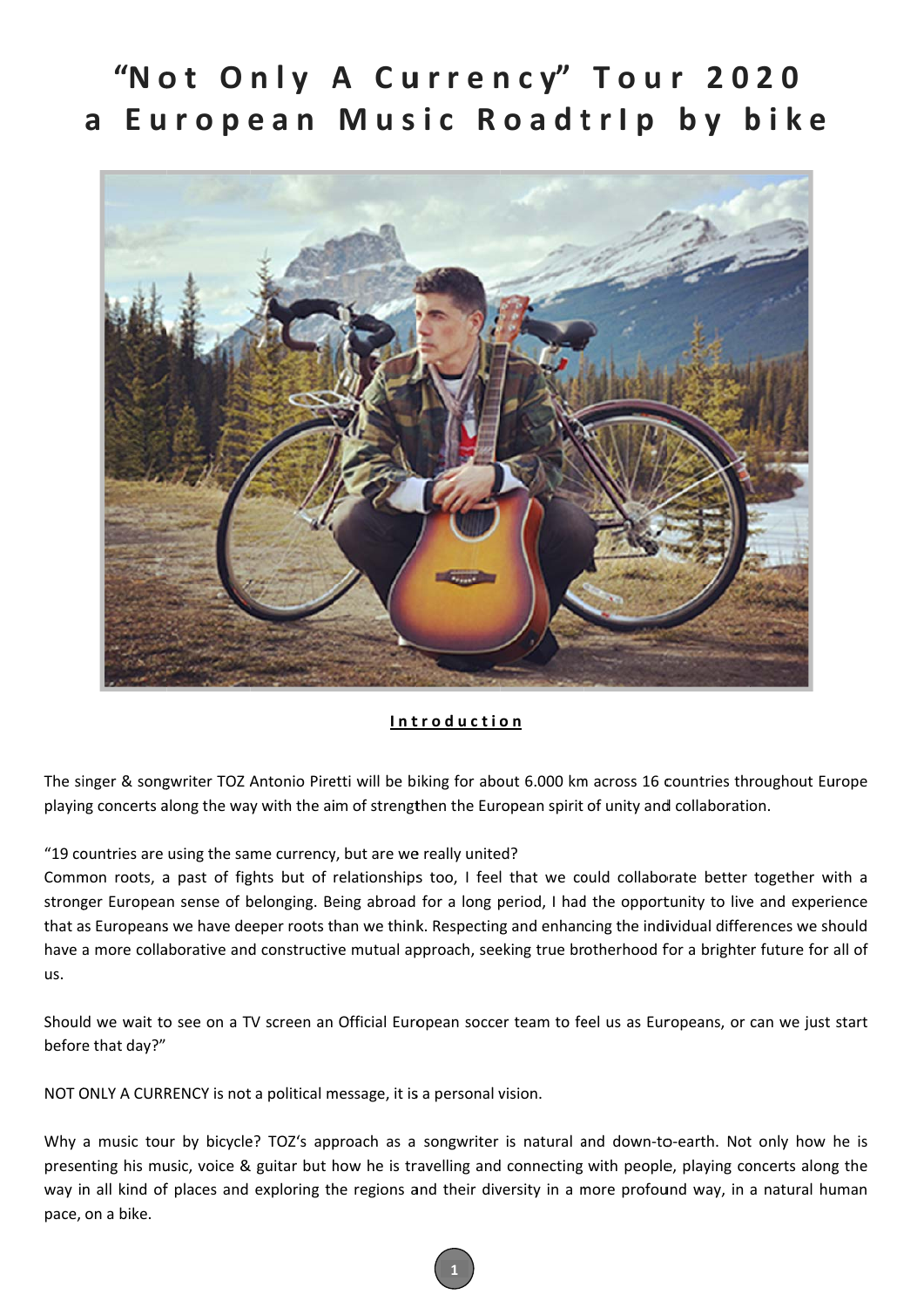# "Not Only A Currency" Tour 2020
# a European Music RoadtrIp by bike

## Introduction

The singer & songwriter TOZ Antonio Piretti will be biking for about 6.000 km across 16 countries throughout Europe playing concerts along the way with the aim of strengthen the European spirit of unity and collaboration.

"19 countries are using the same currency, but are we really united?
Common roots, a past of fights but of relationships too, I feel that we could collaborate better together with a stronger European sense of belonging. Being abroad for a long period, I had the opportunity to live and experience that as Europeans we have deeper roots than we think. Respecting and enhancing the individual differences we should have a more collaborative and constructive mutual approach, seeking true brotherhood for a brighter future for all of us.

Should we wait to see on a TV screen an Official European soccer team to feel us as Europeans, or can we just start before that day?"

NOT ONLY A CURRENCY is not a political message, it is a personal vision.

Why a music tour by bicycle? TOZ's approach as a songwriter is natural and down-to-earth. Not only how he is presenting his music, voice & guitar but how he is travelling and connecting with people, playing concerts along the way in all kind of places and exploring the regions and their diversity in a more profound way, in a natural human pace, on a bike.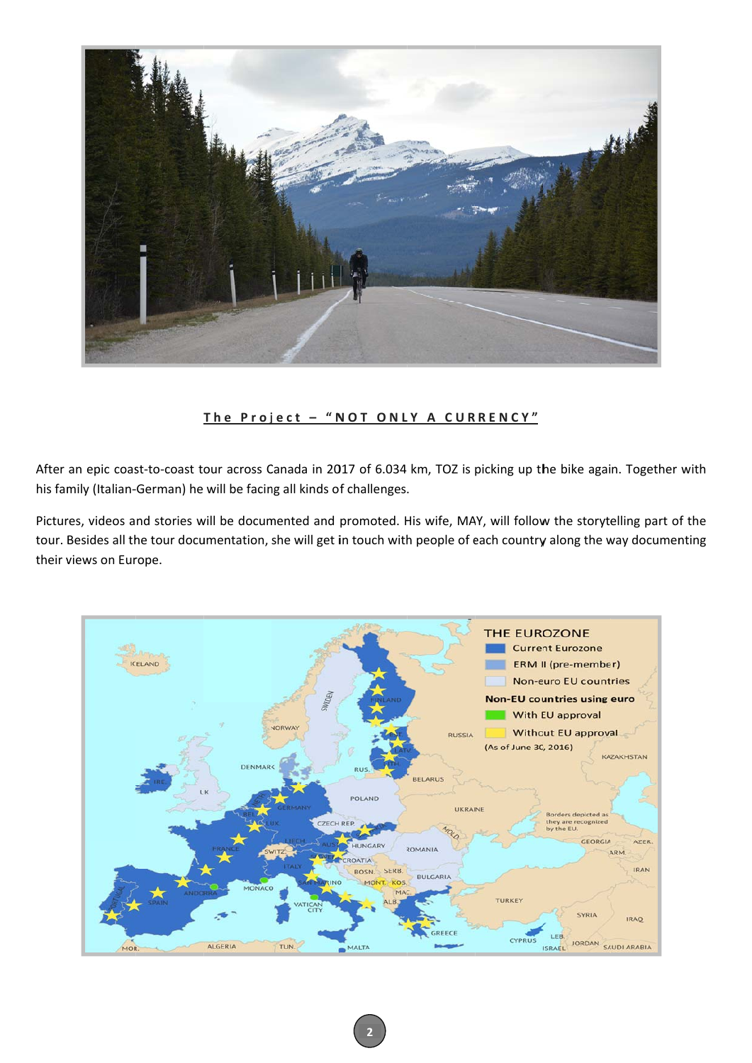## The Project – "NOT ONLY A CURRENCY"

After an epic coast-to-coast tour across Canada in 2017 of 6.034 km, TOZ is picking up the bike again. Together with his family (Italian-German) he will be facing all kinds of challenges.

Pictures, videos and stories will be documented and promoted. His wife, MAY, will follow the storytelling part of the tour. Besides all the tour documentation, she will get in touch with people of each country along the way documenting their views on Europe.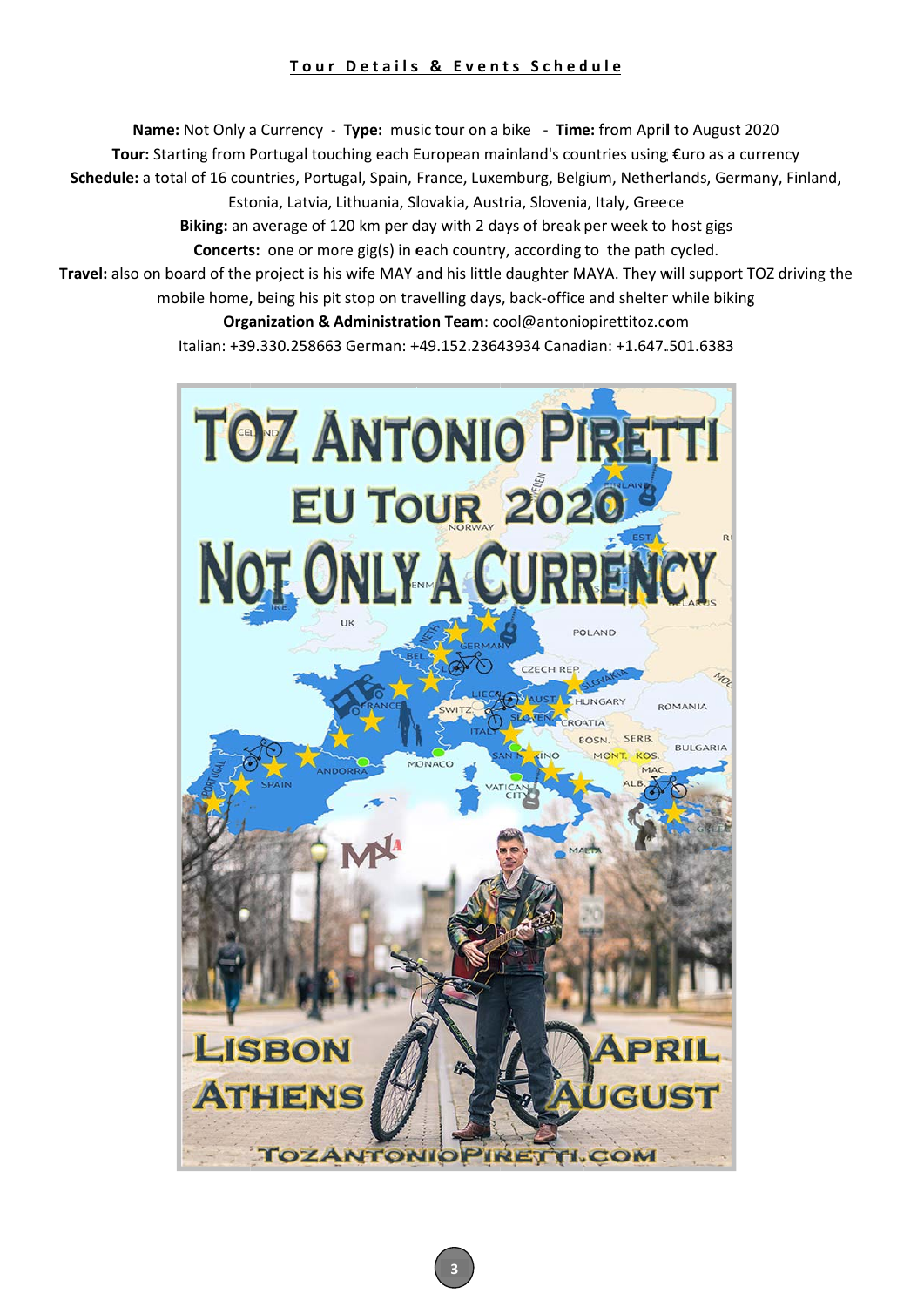## Tour Details & Events Schedule

**Name:** Not Only a Currency - **Type:** music tour on a bike - **Time:** from April to August 2020

**Tour:** Starting from Portugal touching each European mainland's countries using €uro as a currency

**Schedule:** a total of 16 countries, Portugal, Spain, France, Luxemburg, Belgium, Netherlands, Germany, Finland, Estonia, Latvia, Lithuania, Slovakia, Austria, Slovenia, Italy, Greece

**Biking:** an average of 120 km per day with 2 days of break per week to host gigs

**Concerts:** one or more gig(s) in each country, according to the path cycled.

**Travel:** also on board of the project is his wife MAY and his little daughter MAYA. They will support TOZ driving the mobile home, being his pit stop on travelling days, back-office and shelter while biking

**Organization & Administration Team**: cool@antoniopirettitoz.com

Italian: +39.330.258663 German: +49.152.23643934 Canadian: +1.647.501.6383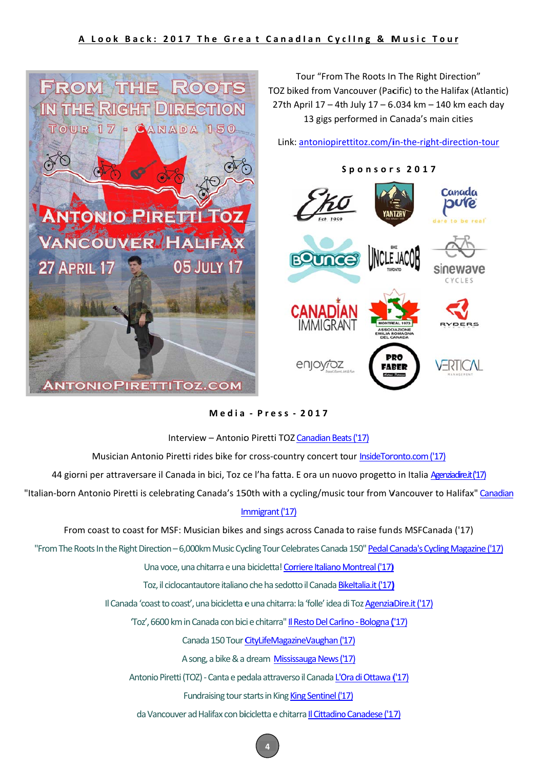## A Look Back: 2017 The Great Canadian Cycling & Music Tour

Tour "From The Roots In The Right Direction"
TOZ biked from Vancouver (Pacific) to the Halifax (Atlantic)
27th April 17 – 4th July 17 – 6.034 km – 140 km each day
13 gigs performed in Canada's main cities

Link: antoniopirettitoz.com/in-the-right-direction-tour

### Sponsors 2017

### Media - Press - 2017

Interview – Antonio Piretti TOZ Canadian Beats ('17)

Musician Antonio Piretti rides bike for cross-country concert tour InsideToronto.com ('17)

44 giorni per attraversare il Canada in bici, Toz ce l'ha fatta. E ora un nuovo progetto in Italia Agenziadire.it ('17)

"Italian-born Antonio Piretti is celebrating Canada's 150th with a cycling/music tour from Vancouver to Halifax" Canadian Immigrant ('17)

From coast to coast for MSF: Musician bikes and sings across Canada to raise funds MSFCanada ('17)

"From The Roots In the Right Direction – 6,000km Music Cycling Tour Celebrates Canada 150" Pedal Canada's Cycling Magazine ('17)

Una voce, una chitarra e una bicicletta! Corriere Italiano Montreal ('17)

Toz, il ciclocantautore italiano che ha sedotto il Canada BikeItalia.it ('17)

Il Canada 'coast to coast', una bicicletta e una chitarra: la 'folle' idea di Toz AgenziaDire.it ('17)

'Toz', 6600 km in Canada con bici e chitarra" Il Resto Del Carlino - Bologna ('17)

Canada 150 Tour CityLifeMagazineVaughan ('17)

A song, a bike & a dream Mississauga News ('17)

Antonio Piretti (TOZ) - Canta e pedala attraverso il Canada L'Ora di Ottawa ('17)

Fundraising tour starts in King King Sentinel ('17)

da Vancouver ad Halifax con bicicletta e chitarra Il Cittadino Canadese ('17)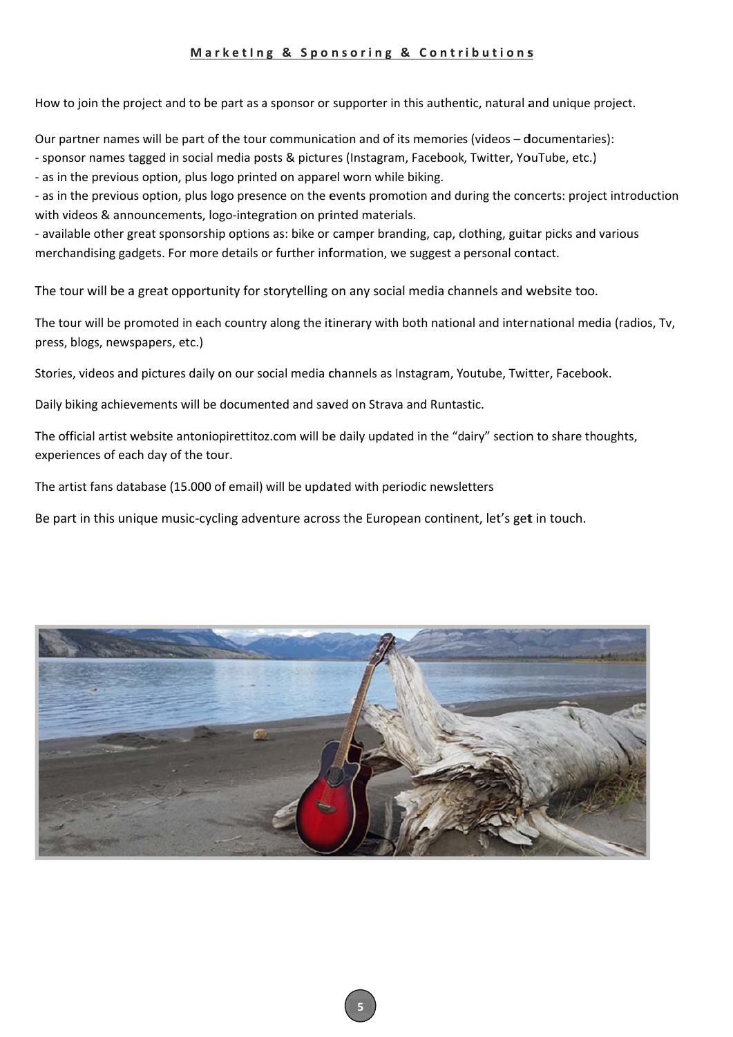## MarketIng & Sponsoring & Contributions

How to join the project and to be part as a sponsor or supporter in this authentic, natural and unique project.

Our partner names will be part of the tour communication and of its memories (videos – documentaries):
- sponsor names tagged in social media posts & pictures (Instagram, Facebook, Twitter, YouTube, etc.)
- as in the previous option, plus logo printed on apparel worn while biking.
- as in the previous option, plus logo presence on the events promotion and during the concerts: project introduction with videos & announcements, logo-integration on printed materials.
- available other great sponsorship options as: bike or camper branding, cap, clothing, guitar picks and various merchandising gadgets. For more details or further information, we suggest a personal contact.

The tour will be a great opportunity for storytelling on any social media channels and website too.

The tour will be promoted in each country along the itinerary with both national and international media (radios, Tv, press, blogs, newspapers, etc.)

Stories, videos and pictures daily on our social media channels as Instagram, Youtube, Twitter, Facebook.

Daily biking achievements will be documented and saved on Strava and Runtastic.

The official artist website antoniopirettitoz.com will be daily updated in the "dairy" section to share thoughts, experiences of each day of the tour.

The artist fans database (15.000 of email) will be updated with periodic newsletters

Be part in this unique music-cycling adventure across the European continent, let's get in touch.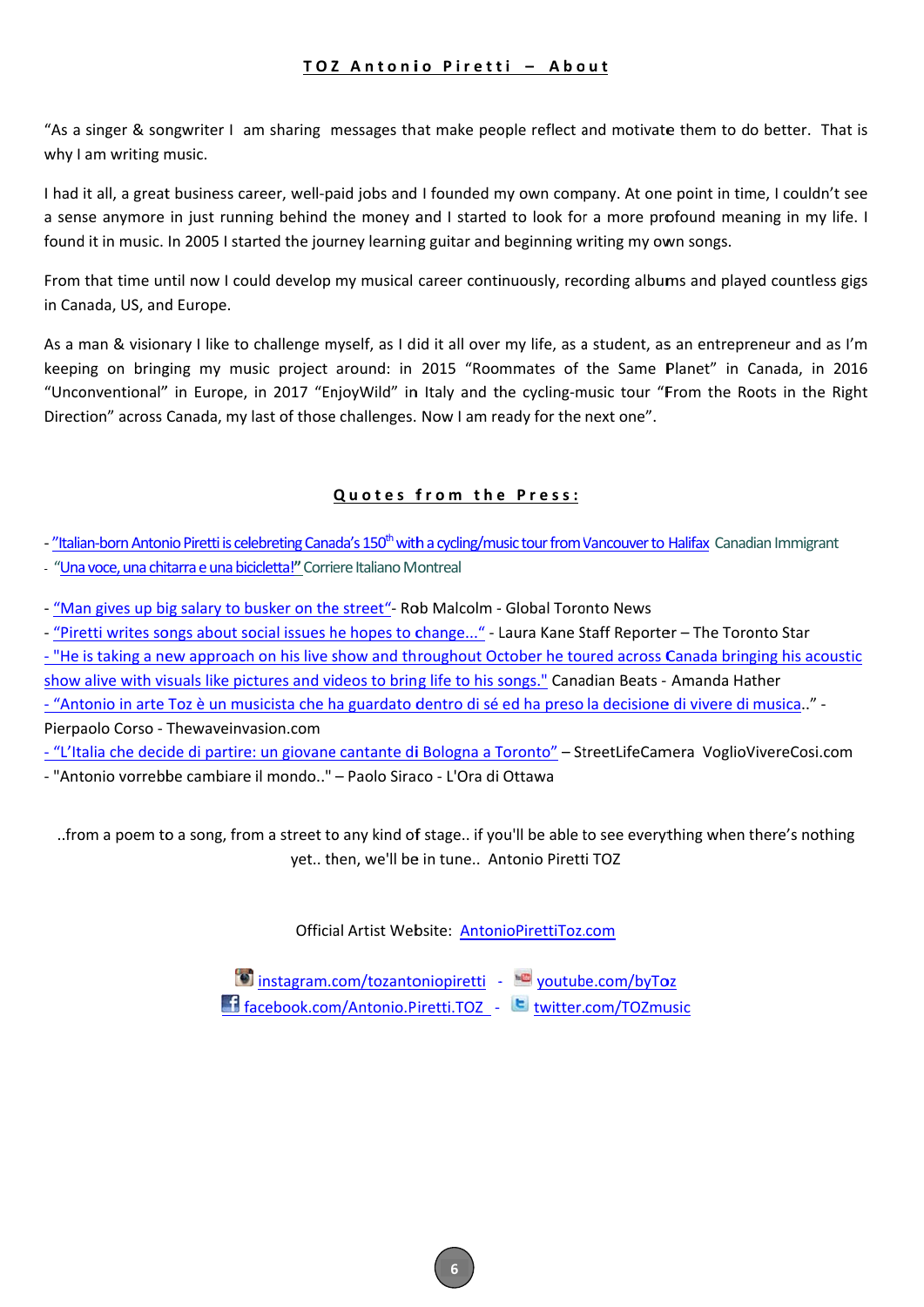## TOZ Antonio Piretti – About

"As a singer & songwriter I am sharing messages that make people reflect and motivate them to do better. That is why I am writing music.

I had it all, a great business career, well-paid jobs and I founded my own company. At one point in time, I couldn't see a sense anymore in just running behind the money and I started to look for a more profound meaning in my life. I found it in music. In 2005 I started the journey learning guitar and beginning writing my own songs.

From that time until now I could develop my musical career continuously, recording albums and played countless gigs in Canada, US, and Europe.

As a man & visionary I like to challenge myself, as I did it all over my life, as a student, as an entrepreneur and as I'm keeping on bringing my music project around: in 2015 "Roommates of the Same Planet" in Canada, in 2016 "Unconventional" in Europe, in 2017 "EnjoyWild" in Italy and the cycling-music tour "From the Roots in the Right Direction" across Canada, my last of those challenges. Now I am ready for the next one".

## Quotes from the Press:

- "Italian-born Antonio Piretti is celebreting Canada's 150th with a cycling/music tour from Vancouver to Halifax Canadian Immigrant
- "Una voce, una chitarra e una bicicletta!" Corriere Italiano Montreal

- "Man gives up big salary to busker on the street"- Rob Malcolm - Global Toronto News
- "Piretti writes songs about social issues he hopes to change..." - Laura Kane Staff Reporter – The Toronto Star
- "He is taking a new approach on his live show and throughout October he toured across Canada bringing his acoustic show alive with visuals like pictures and videos to bring life to his songs." Canadian Beats - Amanda Hather
- "Antonio in arte Toz è un musicista che ha guardato dentro di sé ed ha preso la decisione di vivere di musica.." - Pierpaolo Corso - Thewaveinvasion.com
- "L'Italia che decide di partire: un giovane cantante di Bologna a Toronto" – StreetLifeCamera VoglioVivereCosi.com
- "Antonio vorrebbe cambiare il mondo.." – Paolo Siraco - L'Ora di Ottawa

..from a poem to a song, from a street to any kind of stage.. if you'll be able to see everything when there's nothing yet.. then, we'll be in tune.. Antonio Piretti TOZ

Official Artist Website: AntonioPirettiToz.com

instagram.com/tozantoniopiretti - youtube.com/byToz
facebook.com/Antonio.Piretti.TOZ - twitter.com/TOZmusic